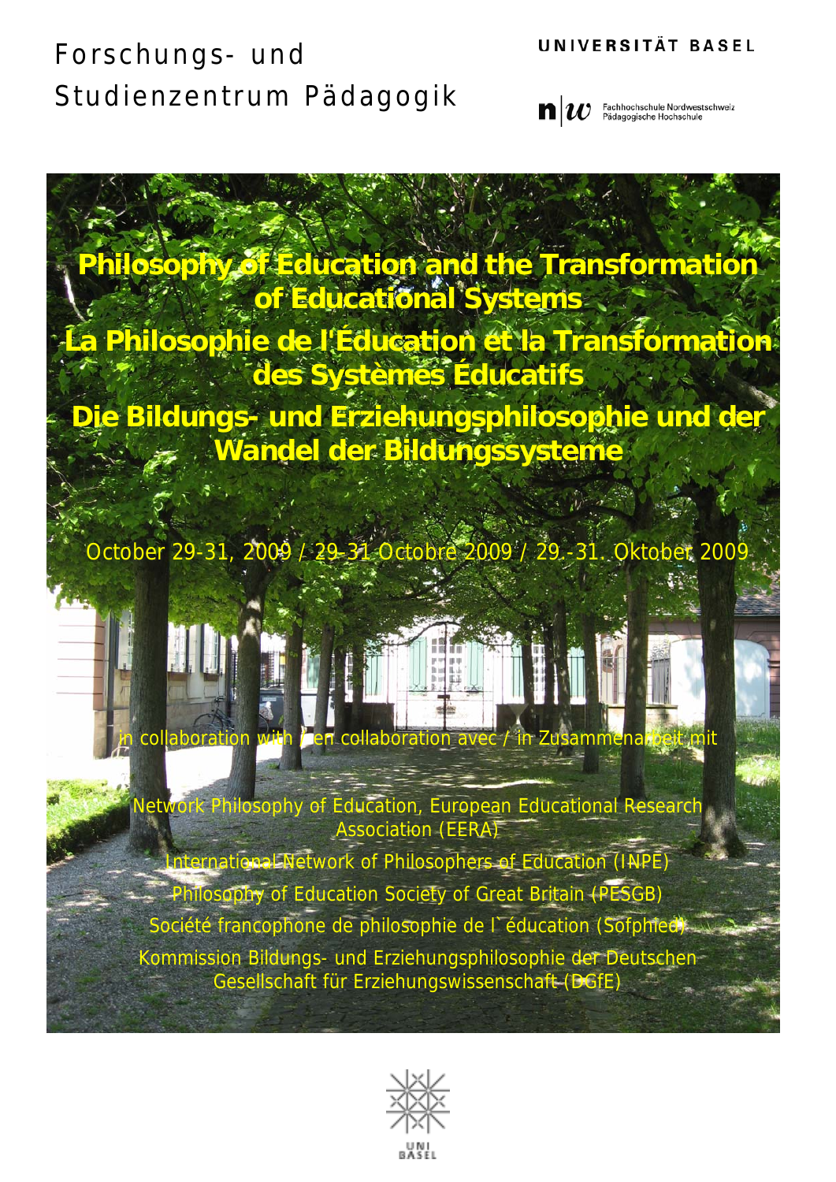Forschungs- und Studienzentrum Pädagogik

UNIVERSITÄT BASEL

Fachhochschule Nordwestschweiz
Pädagogische Hochschule

# Philosophy of Education and the Transformation of Educational Systems

# La Philosophie de l'Éducation et la Transformation des Systèmes Éducatifs

# Die Bildungs- und Erziehungsphilosophie und der Wandel der Bildungssysteme

October 29-31, 2009 / 29-31 Octobre 2009 / 29.-31. Oktober 2009

in collaboration with / en collaboration avec / in Zusammenarbeit mit

Network Philosophy of Education, European Educational Research Association (EERA)

International Network of Philosophers of Education (INPE)

Philosophy of Education Society of Great Britain (PESGB)

Société francophone de philosophie de l`éducation (Sofphied)

Kommission Bildungs- und Erziehungsphilosophie der Deutschen Gesellschaft für Erziehungswissenschaft (DGfE)

UNI BASEL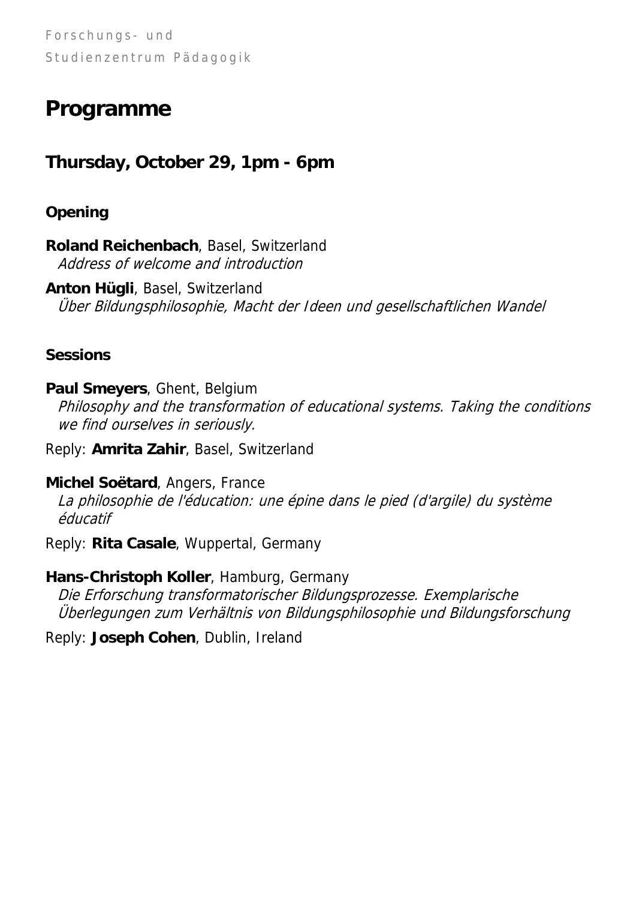Forschungs- und
Studienzentrum Pädagogik

# Programme

## Thursday, October 29, 1pm - 6pm

### Opening

**Roland Reichenbach**, Basel, Switzerland
*Address of welcome and introduction*

**Anton Hügli**, Basel, Switzerland
*Über Bildungsphilosophie, Macht der Ideen und gesellschaftlichen Wandel*

### Sessions

**Paul Smeyers**, Ghent, Belgium
*Philosophy and the transformation of educational systems. Taking the conditions we find ourselves in seriously.*

Reply: **Amrita Zahir**, Basel, Switzerland

**Michel Soëtard**, Angers, France
*La philosophie de l'éducation: une épine dans le pied (d'argile) du système éducatif*

Reply: **Rita Casale**, Wuppertal, Germany

**Hans-Christoph Koller**, Hamburg, Germany
*Die Erforschung transformatorischer Bildungsprozesse. Exemplarische Überlegungen zum Verhältnis von Bildungsphilosophie und Bildungsforschung*

Reply: **Joseph Cohen**, Dublin, Ireland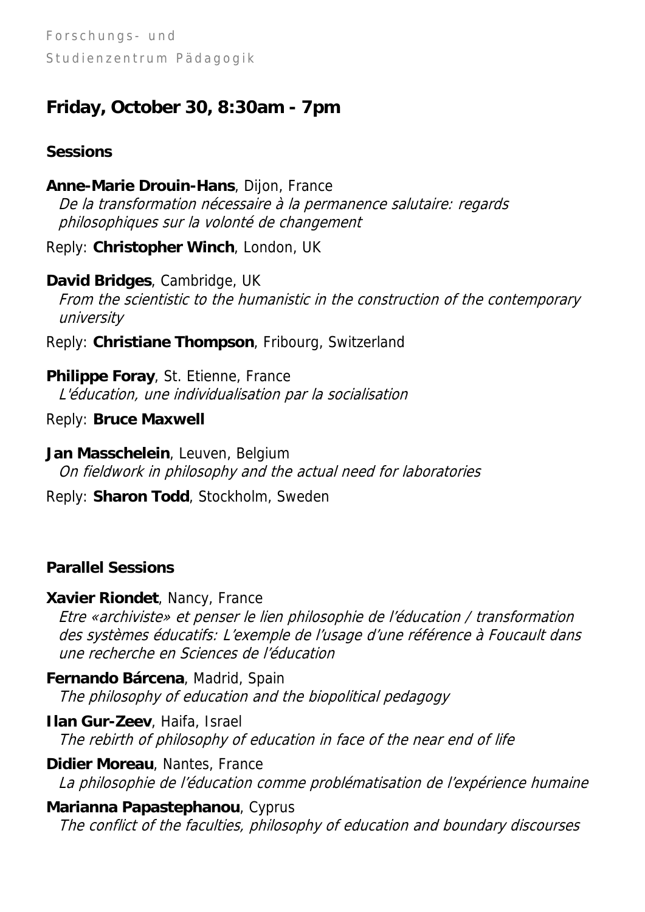## Friday, October 30, 8:30am - 7pm

### Sessions

**Anne-Marie Drouin-Hans**, Dijon, France
*De la transformation nécessaire à la permanence salutaire: regards philosophiques sur la volonté de changement*

Reply: **Christopher Winch**, London, UK

**David Bridges**, Cambridge, UK
*From the scientistic to the humanistic in the construction of the contemporary university*

Reply: **Christiane Thompson**, Fribourg, Switzerland

**Philippe Foray**, St. Etienne, France
*L'éducation, une individualisation par la socialisation*

Reply: **Bruce Maxwell**

**Jan Masschelein**, Leuven, Belgium
*On fieldwork in philosophy and the actual need for laboratories*

Reply: **Sharon Todd**, Stockholm, Sweden

### Parallel Sessions

**Xavier Riondet**, Nancy, France
*Etre «archiviste» et penser le lien philosophie de l'éducation / transformation des systèmes éducatifs: L'exemple de l'usage d'une référence à Foucault dans une recherche en Sciences de l'éducation*

**Fernando Bárcena**, Madrid, Spain
*The philosophy of education and the biopolitical pedagogy*

**Ilan Gur-Zeev**, Haifa, Israel
*The rebirth of philosophy of education in face of the near end of life*

**Didier Moreau**, Nantes, France
*La philosophie de l'éducation comme problématisation de l'expérience humaine*

**Marianna Papastephanou**, Cyprus
*The conflict of the faculties, philosophy of education and boundary discourses*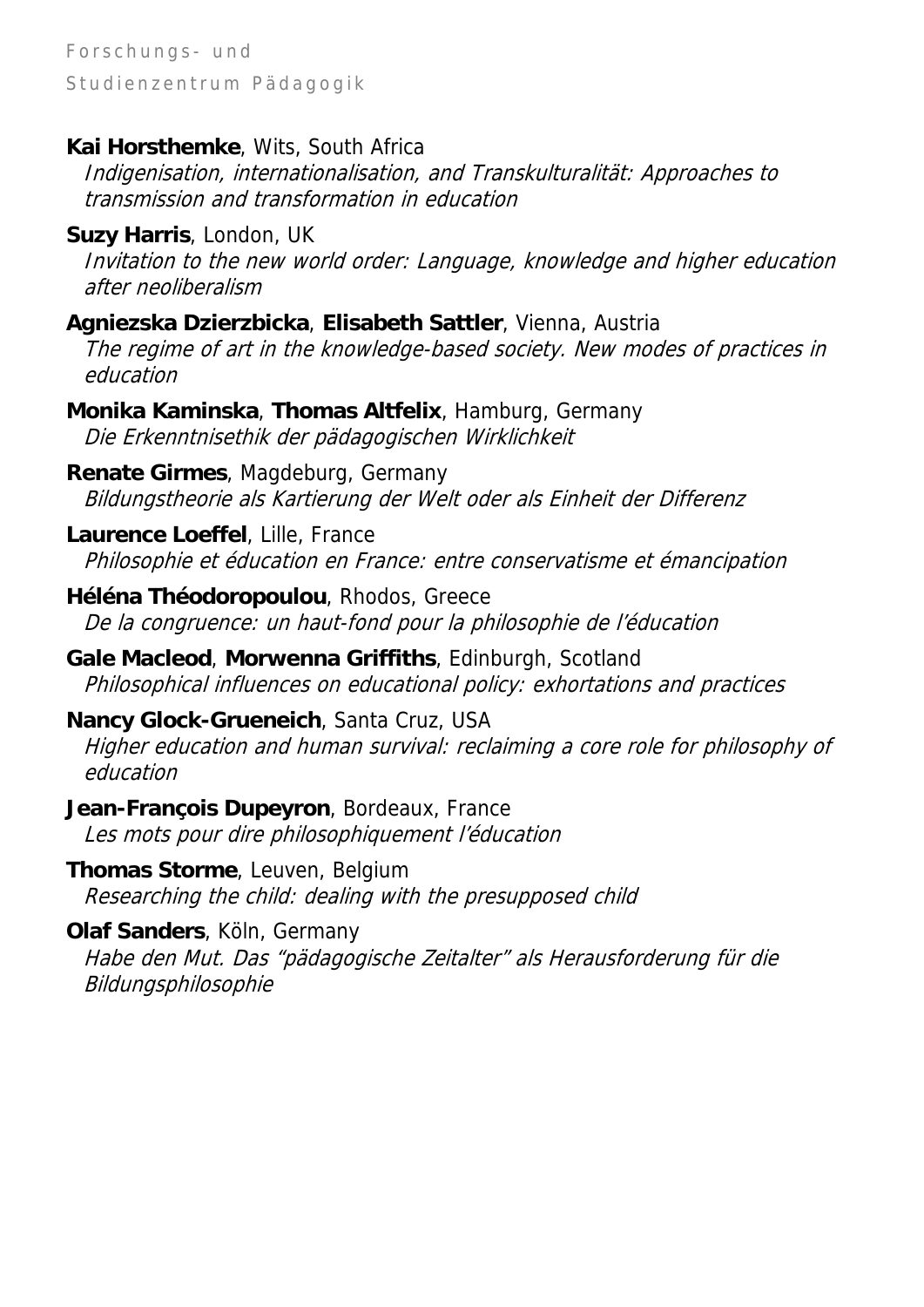**Kai Horsthemke**, Wits, South Africa
*Indigenisation, internationalisation, and Transkulturalität: Approaches to transmission and transformation in education*

**Suzy Harris**, London, UK
*Invitation to the new world order: Language, knowledge and higher education after neoliberalism*

**Agniezska Dzierzbicka**, **Elisabeth Sattler**, Vienna, Austria
*The regime of art in the knowledge-based society. New modes of practices in education*

**Monika Kaminska**, **Thomas Altfelix**, Hamburg, Germany
*Die Erkenntnisethik der pädagogischen Wirklichkeit*

**Renate Girmes**, Magdeburg, Germany
*Bildungstheorie als Kartierung der Welt oder als Einheit der Differenz*

**Laurence Loeffel**, Lille, France
*Philosophie et éducation en France: entre conservatisme et émancipation*

**Héléna Théodoropoulou**, Rhodos, Greece
*De la congruence: un haut-fond pour la philosophie de l'éducation*

**Gale Macleod**, **Morwenna Griffiths**, Edinburgh, Scotland
*Philosophical influences on educational policy: exhortations and practices*

**Nancy Glock-Grueneich**, Santa Cruz, USA
*Higher education and human survival: reclaiming a core role for philosophy of education*

**Jean-François Dupeyron**, Bordeaux, France
*Les mots pour dire philosophiquement l'éducation*

**Thomas Storme**, Leuven, Belgium
*Researching the child: dealing with the presupposed child*

**Olaf Sanders**, Köln, Germany
*Habe den Mut. Das "pädagogische Zeitalter" als Herausforderung für die Bildungsphilosophie*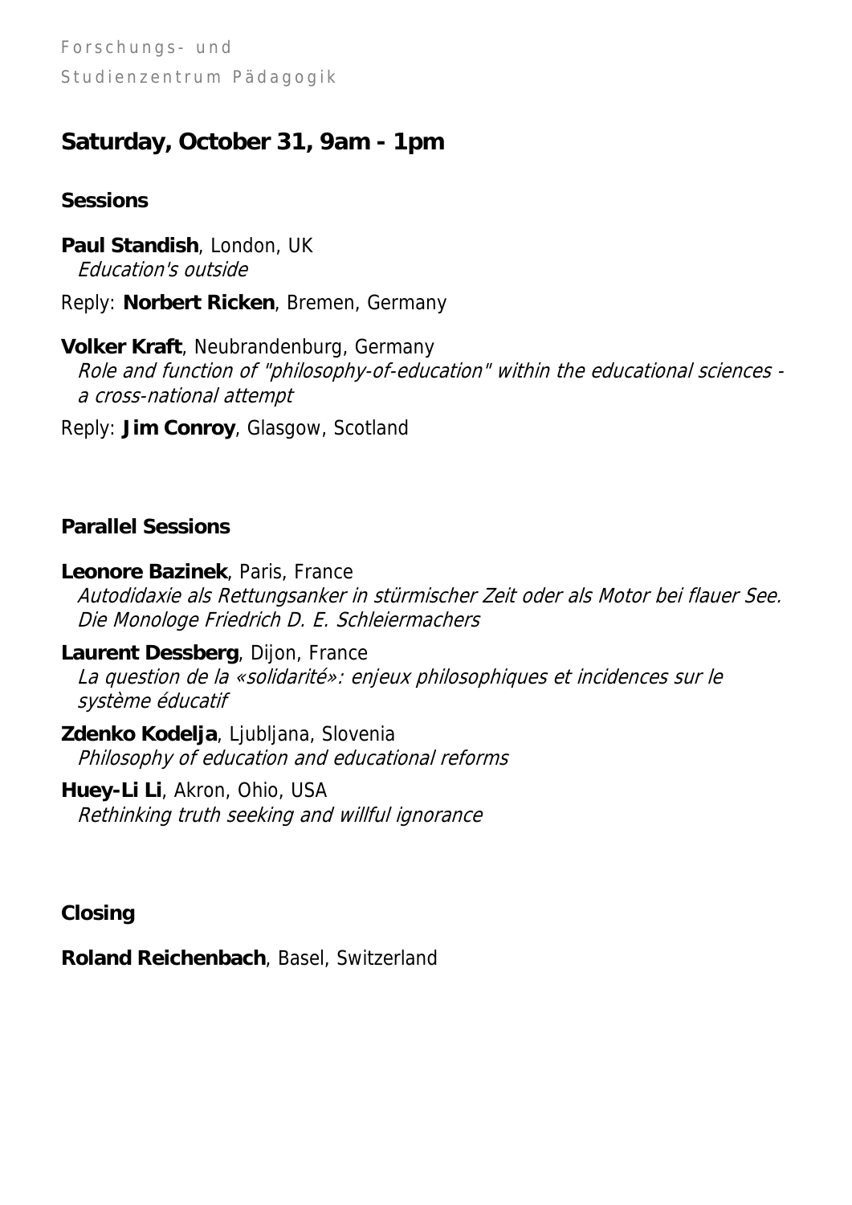## Saturday, October 31, 9am - 1pm

### Sessions

**Paul Standish**, London, UK
*Education's outside*

Reply: **Norbert Ricken**, Bremen, Germany

**Volker Kraft**, Neubrandenburg, Germany
*Role and function of "philosophy-of-education" within the educational sciences - a cross-national attempt*

Reply: **Jim Conroy**, Glasgow, Scotland

### Parallel Sessions

**Leonore Bazinek**, Paris, France
*Autodidaxie als Rettungsanker in stürmischer Zeit oder als Motor bei flauer See. Die Monologe Friedrich D. E. Schleiermachers*

**Laurent Dessberg**, Dijon, France
*La question de la «solidarité»: enjeux philosophiques et incidences sur le système éducatif*

**Zdenko Kodelja**, Ljubljana, Slovenia
*Philosophy of education and educational reforms*

**Huey-Li Li**, Akron, Ohio, USA
*Rethinking truth seeking and willful ignorance*

### Closing

**Roland Reichenbach**, Basel, Switzerland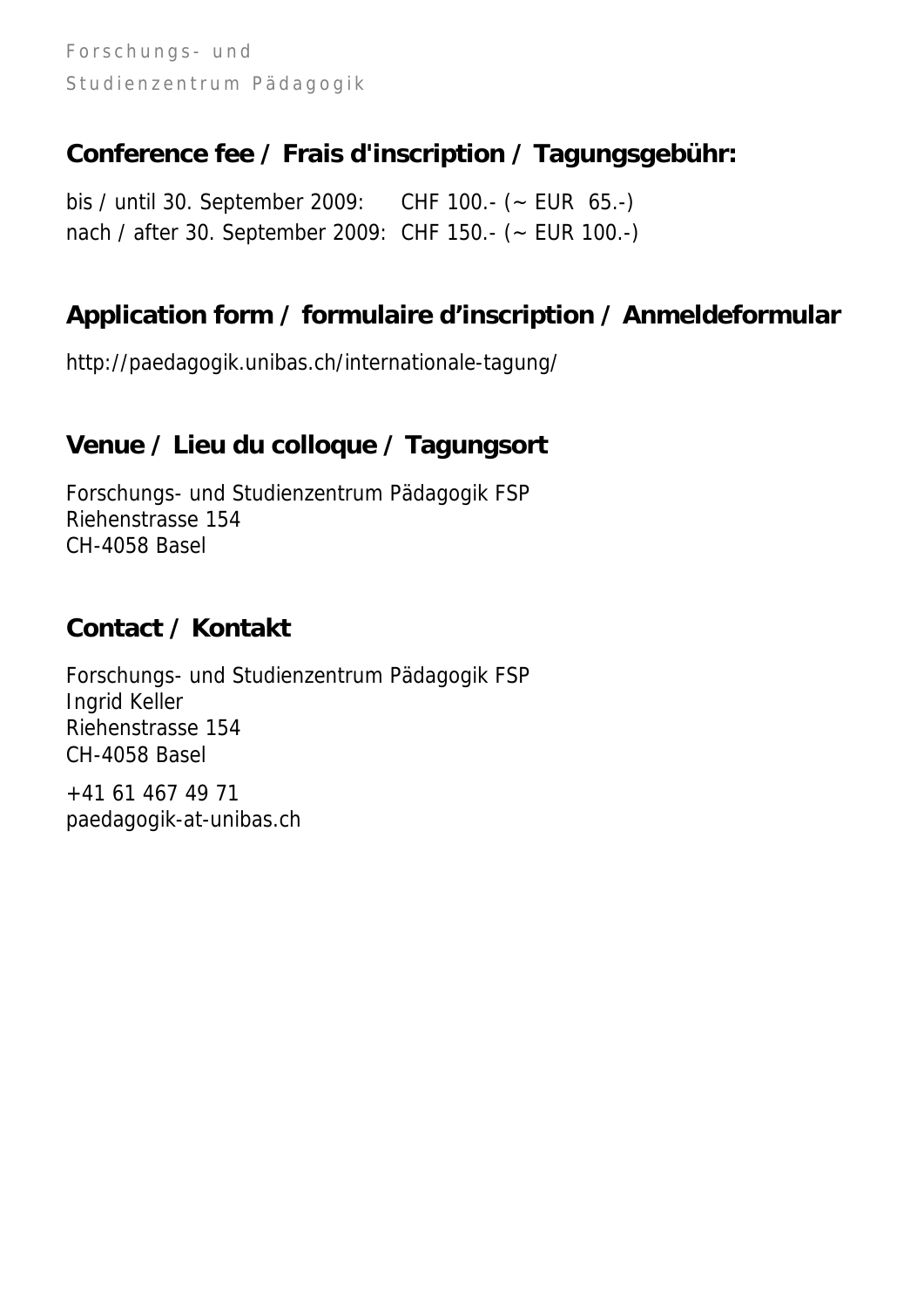## Conference fee / Frais d'inscription / Tagungsgebühr:

bis / until 30. September 2009: CHF 100.- (~ EUR 65.-)
nach / after 30. September 2009: CHF 150.- (~ EUR 100.-)

## Application form / formulaire d'inscription / Anmeldeformular

http://paedagogik.unibas.ch/internationale-tagung/

## Venue / Lieu du colloque / Tagungsort

Forschungs- und Studienzentrum Pädagogik FSP
Riehenstrasse 154
CH-4058 Basel

## Contact / Kontakt

Forschungs- und Studienzentrum Pädagogik FSP
Ingrid Keller
Riehenstrasse 154
CH-4058 Basel

+41 61 467 49 71
paedagogik-at-unibas.ch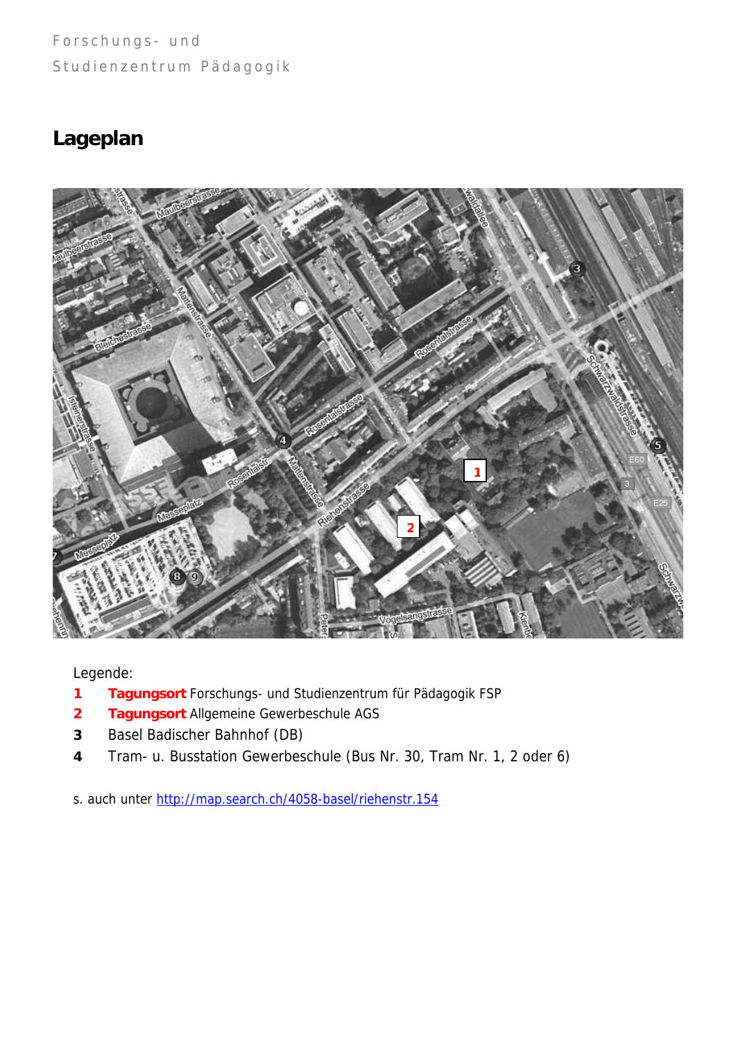Forschungs- und Studienzentrum Pädagogik

## Lageplan

Legende:

1 **Tagungsort** Forschungs- und Studienzentrum für Pädagogik FSP
2 **Tagungsort** Allgemeine Gewerbeschule AGS
3 Basel Badischer Bahnhof (DB)
4 Tram- u. Busstation Gewerbeschule (Bus Nr. 30, Tram Nr. 1, 2 oder 6)

s. auch unter http://map.search.ch/4058-basel/riehenstr.154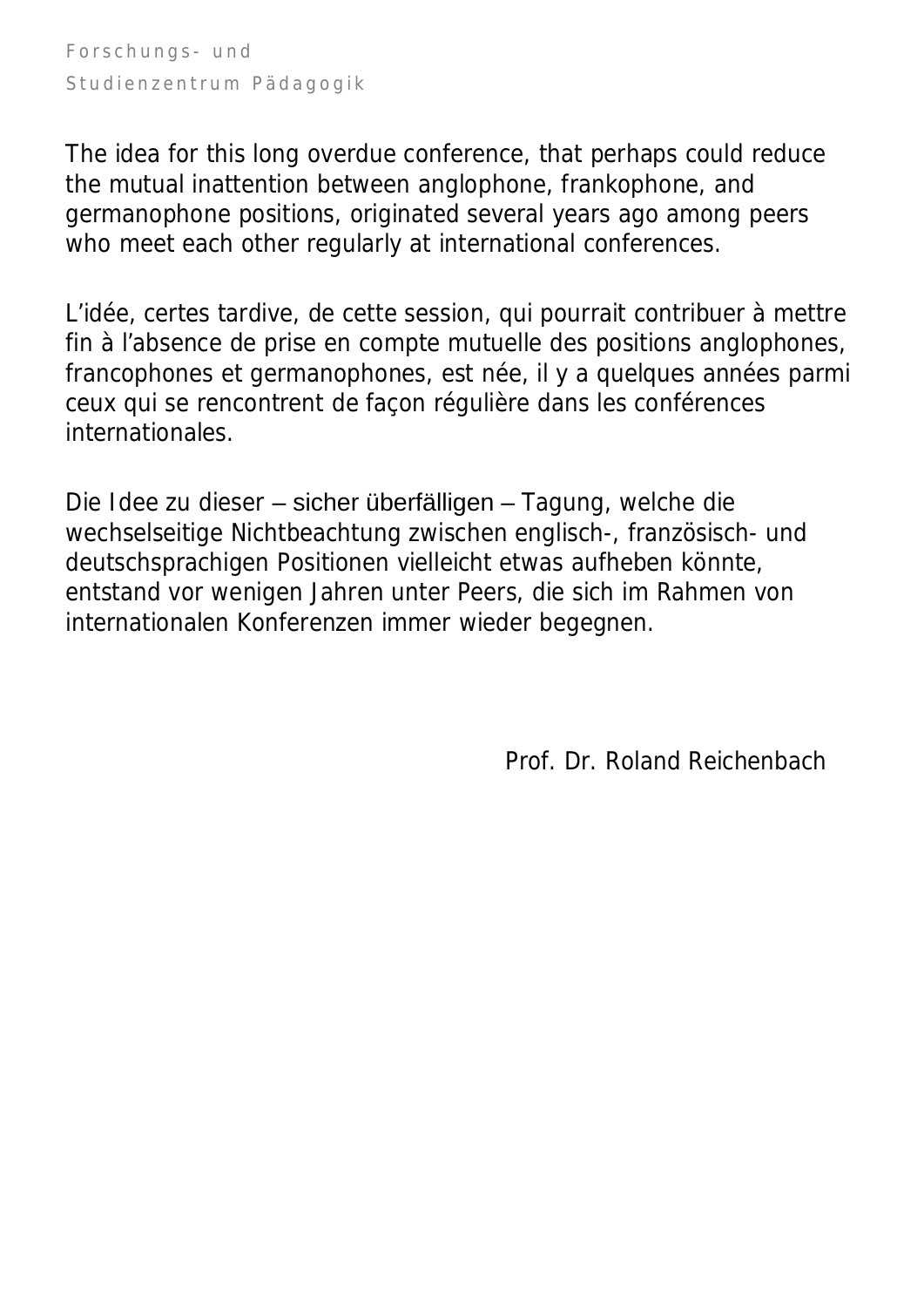Forschungs- und
Studienzentrum Pädagogik

The idea for this long overdue conference, that perhaps could reduce the mutual inattention between anglophone, frankophone, and germanophone positions, originated several years ago among peers who meet each other regularly at international conferences.

L'idée, certes tardive, de cette session, qui pourrait contribuer à mettre fin à l'absence de prise en compte mutuelle des positions anglophones, francophones et germanophones, est née, il y a quelques années parmi ceux qui se rencontrent de façon régulière dans les conférences internationales.

Die Idee zu dieser – sicher überfälligen – Tagung, welche die wechselseitige Nichtbeachtung zwischen englisch-, französisch- und deutschsprachigen Positionen vielleicht etwas aufheben könnte, entstand vor wenigen Jahren unter Peers, die sich im Rahmen von internationalen Konferenzen immer wieder begegnen.

Prof. Dr. Roland Reichenbach